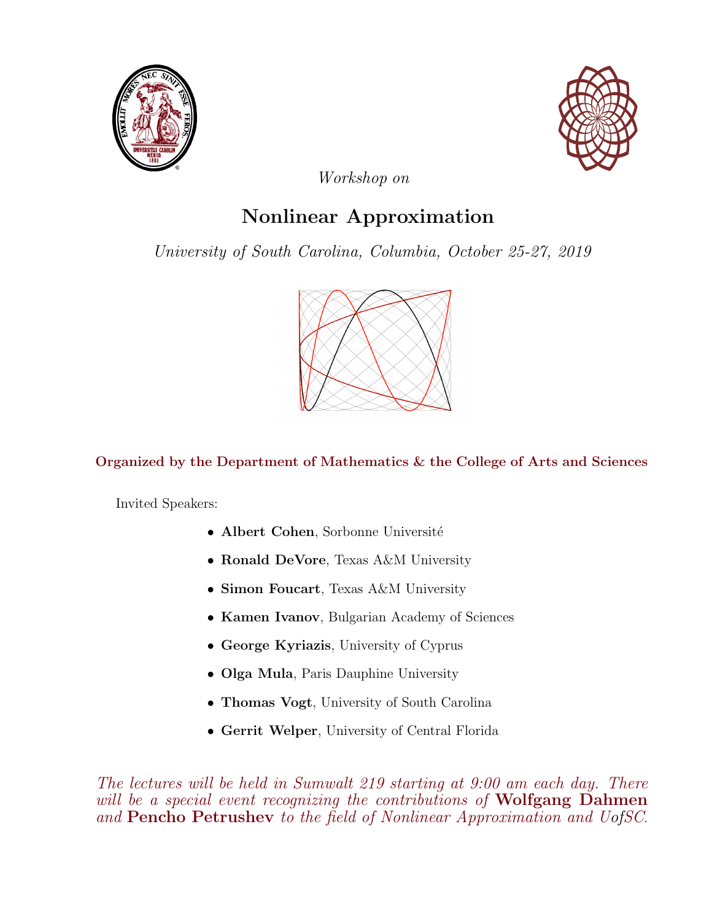*Workshop on*

# Nonlinear Approximation

*University of South Carolina, Columbia, October 25-27, 2019*

**Organized by the Department of Mathematics & the College of Arts and Sciences**

Invited Speakers:

- **Albert Cohen**, Sorbonne Université
- **Ronald DeVore**, Texas A&M University
- **Simon Foucart**, Texas A&M University
- **Kamen Ivanov**, Bulgarian Academy of Sciences
- **George Kyriazis**, University of Cyprus
- **Olga Mula**, Paris Dauphine University
- **Thomas Vogt**, University of South Carolina
- **Gerrit Welper**, University of Central Florida

*The lectures will be held in Sumwalt 219 starting at 9:00 am each day. There will be a special event recognizing the contributions of* **Wolfgang Dahmen** *and* **Pencho Petrushev** *to the field of Nonlinear Approximation and UofSC.*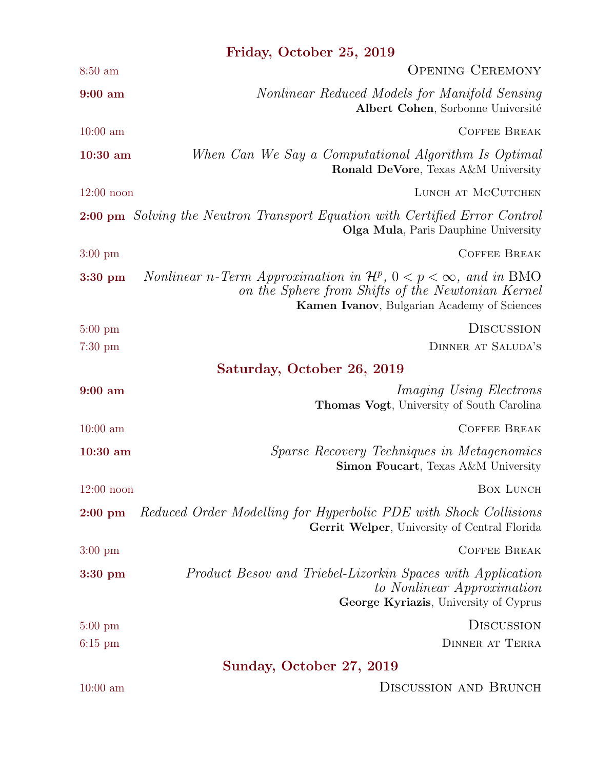## Friday, October 25, 2019

8:50 am — Opening Ceremony

**9:00 am** — *Nonlinear Reduced Models for Manifold Sensing*
**Albert Cohen**, Sorbonne Université

10:00 am — Coffee Break

**10:30 am** — *When Can We Say a Computational Algorithm Is Optimal*
**Ronald DeVore**, Texas A&M University

12:00 noon — Lunch at McCutchen

**2:00 pm** — *Solving the Neutron Transport Equation with Certified Error Control*
**Olga Mula**, Paris Dauphine University

3:00 pm — Coffee Break

**3:30 pm** — *Nonlinear $n$-Term Approximation in $\mathcal{H}^p$, $0 < p < \infty$, and in BMO on the Sphere from Shifts of the Newtonian Kernel*
**Kamen Ivanov**, Bulgarian Academy of Sciences

5:00 pm — Discussion

7:30 pm — Dinner at Saluda's

## Saturday, October 26, 2019

**9:00 am** — *Imaging Using Electrons*
**Thomas Vogt**, University of South Carolina

10:00 am — Coffee Break

**10:30 am** — *Sparse Recovery Techniques in Metagenomics*
**Simon Foucart**, Texas A&M University

12:00 noon — Box Lunch

**2:00 pm** — *Reduced Order Modelling for Hyperbolic PDE with Shock Collisions*
**Gerrit Welper**, University of Central Florida

3:00 pm — Coffee Break

**3:30 pm** — *Product Besov and Triebel-Lizorkin Spaces with Application to Nonlinear Approximation*
**George Kyriazis**, University of Cyprus

5:00 pm — Discussion

6:15 pm — Dinner at Terra

## Sunday, October 27, 2019

10:00 am — Discussion and Brunch